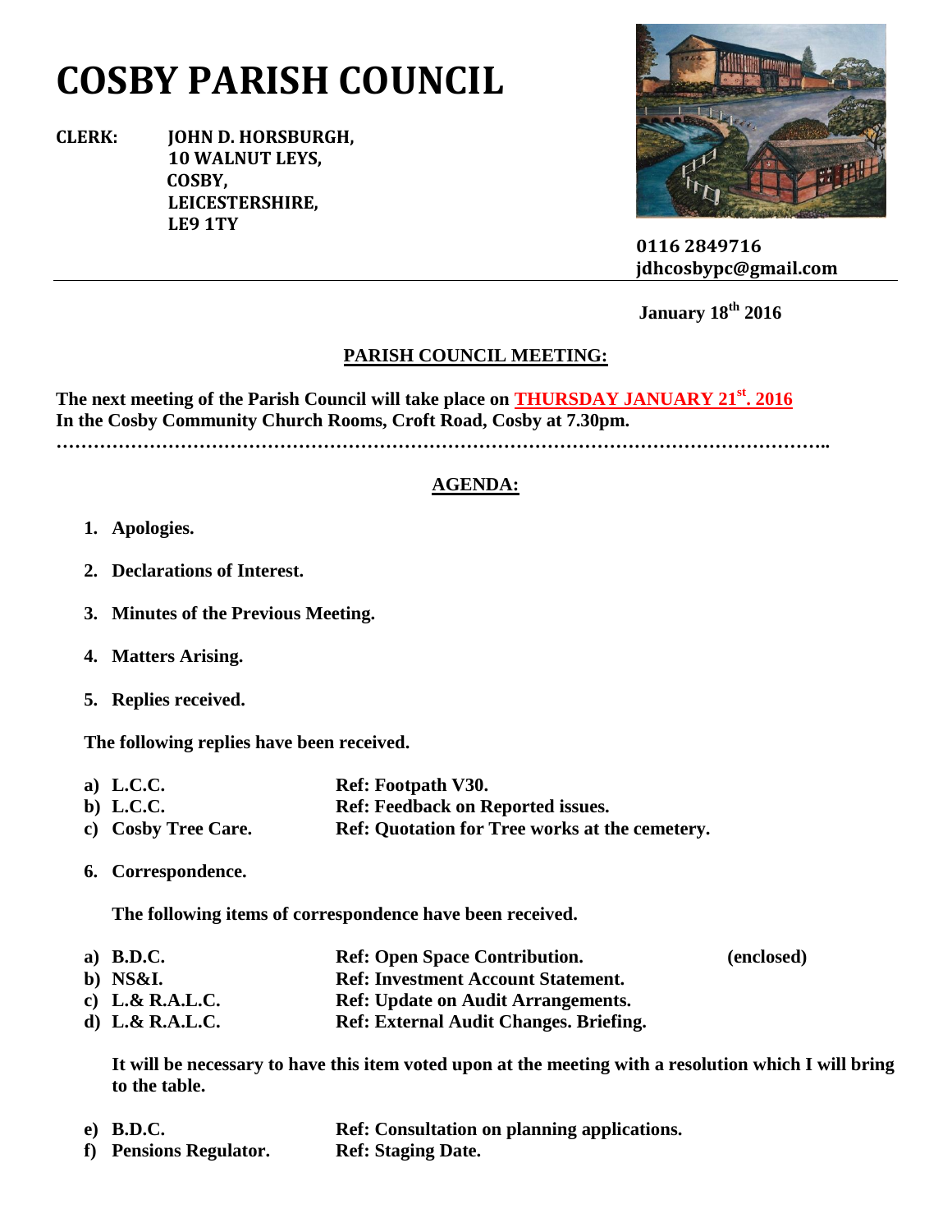# COSBY PARISH COUNCIL

**CLERK:** **JOHN D. HORSBURGH,**
**10 WALNUT LEYS,**
**COSBY,**
**LEICESTERSHIRE,**
**LE9 1TY**

**0116 2849716**
**jdhcosbypc@gmail.com**

**January 18th 2016**

## PARISH COUNCIL MEETING:

**The next meeting of the Parish Council will take place on THURSDAY JANUARY 21st. 2016**
**In the Cosby Community Church Rooms, Croft Road, Cosby at 7.30pm.**

**…………………………………………………………………………………………………………..**

## AGENDA:

1. **Apologies.**

2. **Declarations of Interest.**

3. **Minutes of the Previous Meeting.**

4. **Matters Arising.**

5. **Replies received.**

**The following replies have been received.**

a) **L.C.C.** — **Ref: Footpath V30.**
b) **L.C.C.** — **Ref: Feedback on Reported issues.**
c) **Cosby Tree Care.** — **Ref: Quotation for Tree works at the cemetery.**

6. **Correspondence.**

**The following items of correspondence have been received.**

a) **B.D.C.** — **Ref: Open Space Contribution.** **(enclosed)**
b) **NS&I.** — **Ref: Investment Account Statement.**
c) **L.& R.A.L.C.** — **Ref: Update on Audit Arrangements.**
d) **L.& R.A.L.C.** — **Ref: External Audit Changes. Briefing.**

**It will be necessary to have this item voted upon at the meeting with a resolution which I will bring to the table.**

e) **B.D.C.** — **Ref: Consultation on planning applications.**
f) **Pensions Regulator.** — **Ref: Staging Date.**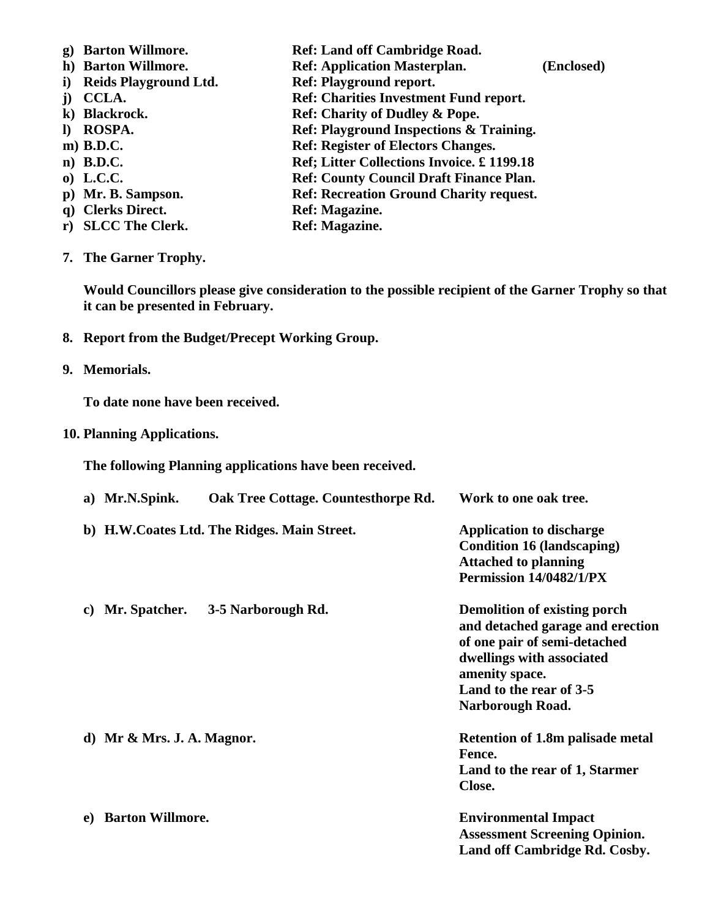**g) Barton Willmore.** **Ref: Land off Cambridge Road.**
**h) Barton Willmore.** **Ref: Application Masterplan.** **(Enclosed)**
**i) Reids Playground Ltd.** **Ref: Playground report.**
**j) CCLA.** **Ref: Charities Investment Fund report.**
**k) Blackrock.** **Ref: Charity of Dudley & Pope.**
**l) ROSPA.** **Ref: Playground Inspections & Training.**
**m) B.D.C.** **Ref: Register of Electors Changes.**
**n) B.D.C.** **Ref; Litter Collections Invoice. £ 1199.18**
**o) L.C.C.** **Ref: County Council Draft Finance Plan.**
**p) Mr. B. Sampson.** **Ref: Recreation Ground Charity request.**
**q) Clerks Direct.** **Ref: Magazine.**
**r) SLCC The Clerk.** **Ref: Magazine.**

**7. The Garner Trophy.**

**Would Councillors please give consideration to the possible recipient of the Garner Trophy so that it can be presented in February.**

**8. Report from the Budget/Precept Working Group.**

**9. Memorials.**

**To date none have been received.**

**10. Planning Applications.**

**The following Planning applications have been received.**

**a) Mr.N.Spink.** **Oak Tree Cottage. Countesthorpe Rd.** **Work to one oak tree.**

**b) H.W.Coates Ltd. The Ridges. Main Street.** **Application to discharge Condition 16 (landscaping) Attached to planning Permission 14/0482/1/PX**

**c) Mr. Spatcher.** **3-5 Narborough Rd.** **Demolition of existing porch and detached garage and erection of one pair of semi-detached dwellings with associated amenity space. Land to the rear of 3-5 Narborough Road.**

**d) Mr & Mrs. J. A. Magnor.** **Retention of 1.8m palisade metal Fence. Land to the rear of 1, Starmer Close.**

**e) Barton Willmore.** **Environmental Impact Assessment Screening Opinion. Land off Cambridge Rd. Cosby.**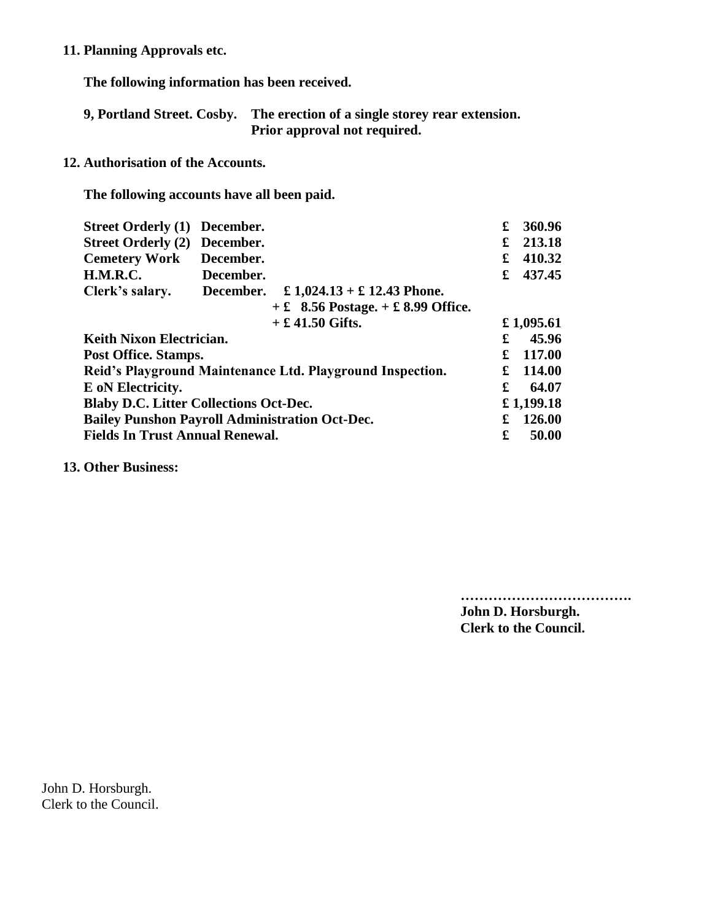**11. Planning Approvals etc.**

**The following information has been received.**

**9, Portland Street. Cosby.** **The erection of a single storey rear extension. Prior approval not required.**

**12. Authorisation of the Accounts.**

**The following accounts have all been paid.**

| | | | |
|---|---|---|---|
| **Street Orderly (1)** | **December.** | | **£ 360.96** |
| **Street Orderly (2)** | **December.** | | **£ 213.18** |
| **Cemetery Work** | **December.** | | **£ 410.32** |
| **H.M.R.C.** | **December.** | | **£ 437.45** |
| **Clerk's salary.** | **December.** | **£ 1,024.13 + £ 12.43 Phone. + £ 8.56 Postage. + £ 8.99 Office. + £ 41.50 Gifts.** | **£ 1,095.61** |
| **Keith Nixon Electrician.** | | | **£ 45.96** |
| **Post Office. Stamps.** | | | **£ 117.00** |
| **Reid's Playground Maintenance Ltd. Playground Inspection.** | | | **£ 114.00** |
| **E oN Electricity.** | | | **£ 64.07** |
| **Blaby D.C. Litter Collections Oct-Dec.** | | | **£ 1,199.18** |
| **Bailey Punshon Payroll Administration Oct-Dec.** | | | **£ 126.00** |
| **Fields In Trust Annual Renewal.** | | | **£ 50.00** |

**13. Other Business:**

**……………………………….**
**John D. Horsburgh.**
**Clerk to the Council.**

John D. Horsburgh.
Clerk to the Council.